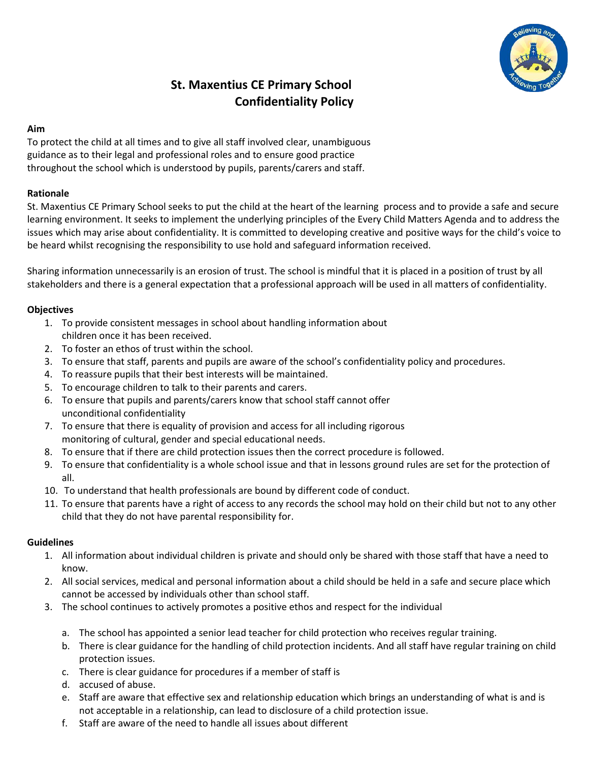# St. Maxentius CE Primary School Confidentiality Policy

**Aim**

To protect the child at all times and to give all staff involved clear, unambiguous guidance as to their legal and professional roles and to ensure good practice throughout the school which is understood by pupils, parents/carers and staff.

**Rationale**

St. Maxentius CE Primary School seeks to put the child at the heart of the learning process and to provide a safe and secure learning environment. It seeks to implement the underlying principles of the Every Child Matters Agenda and to address the issues which may arise about confidentiality. It is committed to developing creative and positive ways for the child's voice to be heard whilst recognising the responsibility to use hold and safeguard information received.

Sharing information unnecessarily is an erosion of trust. The school is mindful that it is placed in a position of trust by all stakeholders and there is a general expectation that a professional approach will be used in all matters of confidentiality.

**Objectives**

1. To provide consistent messages in school about handling information about children once it has been received.
2. To foster an ethos of trust within the school.
3. To ensure that staff, parents and pupils are aware of the school's confidentiality policy and procedures.
4. To reassure pupils that their best interests will be maintained.
5. To encourage children to talk to their parents and carers.
6. To ensure that pupils and parents/carers know that school staff cannot offer unconditional confidentiality
7. To ensure that there is equality of provision and access for all including rigorous monitoring of cultural, gender and special educational needs.
8. To ensure that if there are child protection issues then the correct procedure is followed.
9. To ensure that confidentiality is a whole school issue and that in lessons ground rules are set for the protection of all.
10. To understand that health professionals are bound by different code of conduct.
11. To ensure that parents have a right of access to any records the school may hold on their child but not to any other child that they do not have parental responsibility for.

**Guidelines**

1. All information about individual children is private and should only be shared with those staff that have a need to know.
2. All social services, medical and personal information about a child should be held in a safe and secure place which cannot be accessed by individuals other than school staff.
3. The school continues to actively promotes a positive ethos and respect for the individual

   a. The school has appointed a senior lead teacher for child protection who receives regular training.
   b. There is clear guidance for the handling of child protection incidents. And all staff have regular training on child protection issues.
   c. There is clear guidance for procedures if a member of staff is
   d. accused of abuse.
   e. Staff are aware that effective sex and relationship education which brings an understanding of what is and is not acceptable in a relationship, can lead to disclosure of a child protection issue.
   f. Staff are aware of the need to handle all issues about different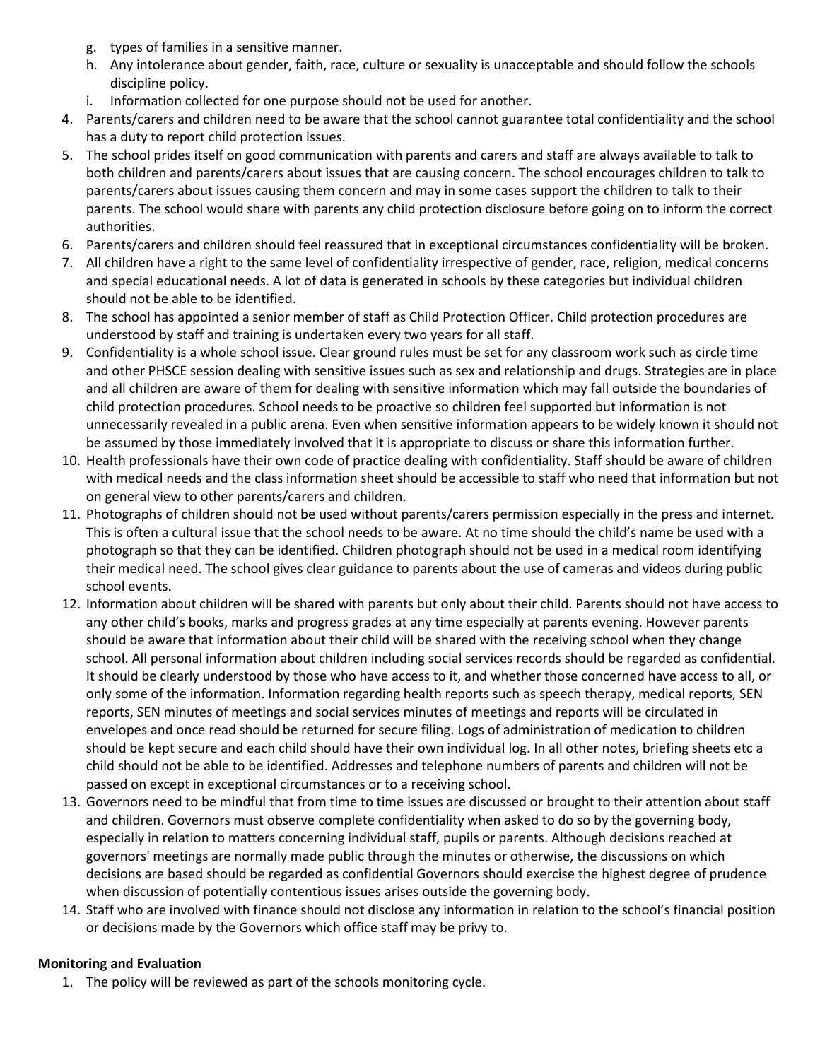g. types of families in a sensitive manner.
h. Any intolerance about gender, faith, race, culture or sexuality is unacceptable and should follow the schools discipline policy.
i. Information collected for one purpose should not be used for another.

4. Parents/carers and children need to be aware that the school cannot guarantee total confidentiality and the school has a duty to report child protection issues.
5. The school prides itself on good communication with parents and carers and staff are always available to talk to both children and parents/carers about issues that are causing concern. The school encourages children to talk to parents/carers about issues causing them concern and may in some cases support the children to talk to their parents. The school would share with parents any child protection disclosure before going on to inform the correct authorities.
6. Parents/carers and children should feel reassured that in exceptional circumstances confidentiality will be broken.
7. All children have a right to the same level of confidentiality irrespective of gender, race, religion, medical concerns and special educational needs. A lot of data is generated in schools by these categories but individual children should not be able to be identified.
8. The school has appointed a senior member of staff as Child Protection Officer. Child protection procedures are understood by staff and training is undertaken every two years for all staff.
9. Confidentiality is a whole school issue. Clear ground rules must be set for any classroom work such as circle time and other PHSCE session dealing with sensitive issues such as sex and relationship and drugs. Strategies are in place and all children are aware of them for dealing with sensitive information which may fall outside the boundaries of child protection procedures. School needs to be proactive so children feel supported but information is not unnecessarily revealed in a public arena. Even when sensitive information appears to be widely known it should not be assumed by those immediately involved that it is appropriate to discuss or share this information further.
10. Health professionals have their own code of practice dealing with confidentiality. Staff should be aware of children with medical needs and the class information sheet should be accessible to staff who need that information but not on general view to other parents/carers and children.
11. Photographs of children should not be used without parents/carers permission especially in the press and internet. This is often a cultural issue that the school needs to be aware. At no time should the child's name be used with a photograph so that they can be identified. Children photograph should not be used in a medical room identifying their medical need. The school gives clear guidance to parents about the use of cameras and videos during public school events.
12. Information about children will be shared with parents but only about their child. Parents should not have access to any other child's books, marks and progress grades at any time especially at parents evening. However parents should be aware that information about their child will be shared with the receiving school when they change school. All personal information about children including social services records should be regarded as confidential. It should be clearly understood by those who have access to it, and whether those concerned have access to all, or only some of the information. Information regarding health reports such as speech therapy, medical reports, SEN reports, SEN minutes of meetings and social services minutes of meetings and reports will be circulated in envelopes and once read should be returned for secure filing. Logs of administration of medication to children should be kept secure and each child should have their own individual log. In all other notes, briefing sheets etc a child should not be able to be identified. Addresses and telephone numbers of parents and children will not be passed on except in exceptional circumstances or to a receiving school.
13. Governors need to be mindful that from time to time issues are discussed or brought to their attention about staff and children. Governors must observe complete confidentiality when asked to do so by the governing body, especially in relation to matters concerning individual staff, pupils or parents. Although decisions reached at governors' meetings are normally made public through the minutes or otherwise, the discussions on which decisions are based should be regarded as confidential Governors should exercise the highest degree of prudence when discussion of potentially contentious issues arises outside the governing body.
14. Staff who are involved with finance should not disclose any information in relation to the school's financial position or decisions made by the Governors which office staff may be privy to.

**Monitoring and Evaluation**

1. The policy will be reviewed as part of the schools monitoring cycle.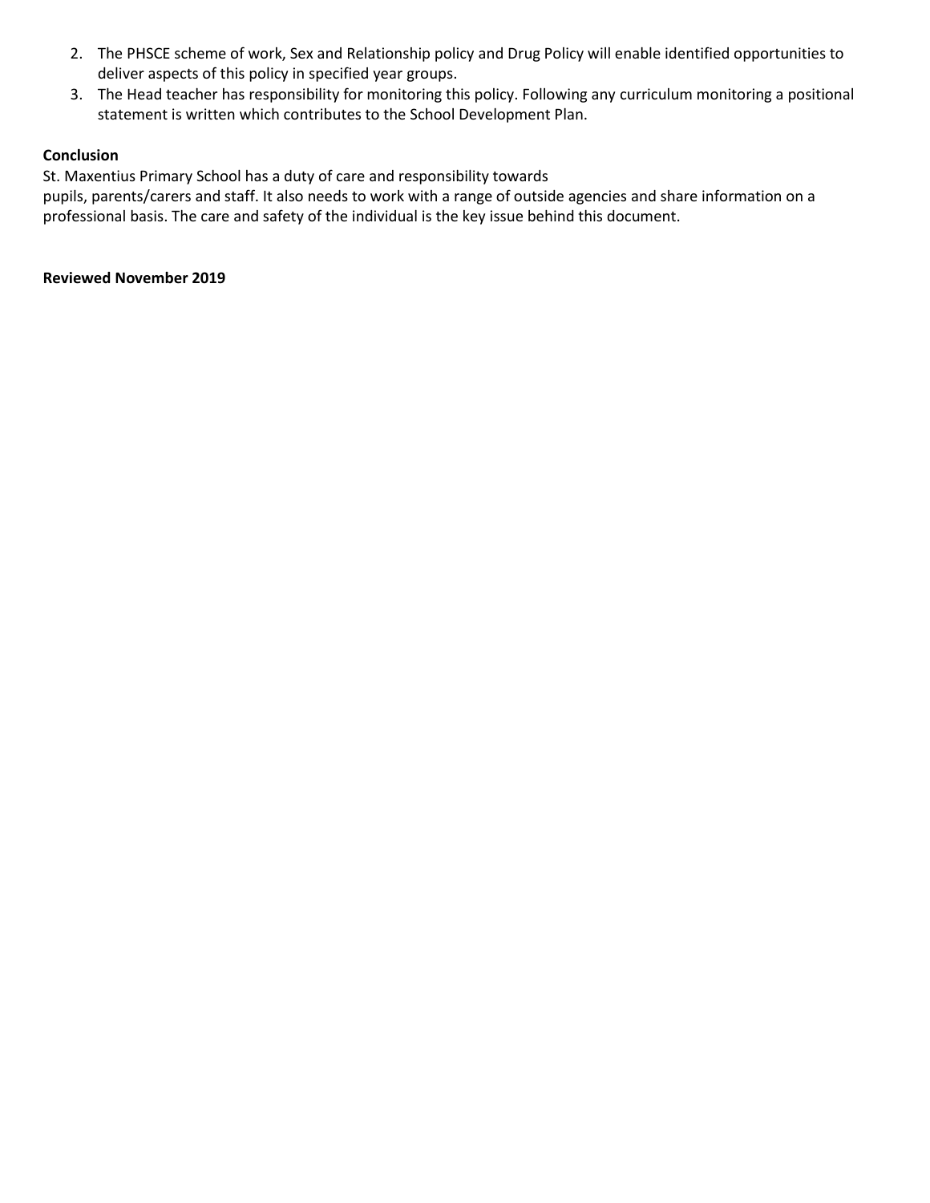2. The PHSCE scheme of work, Sex and Relationship policy and Drug Policy will enable identified opportunities to deliver aspects of this policy in specified year groups.
3. The Head teacher has responsibility for monitoring this policy. Following any curriculum monitoring a positional statement is written which contributes to the School Development Plan.

**Conclusion**

St. Maxentius Primary School has a duty of care and responsibility towards pupils, parents/carers and staff. It also needs to work with a range of outside agencies and share information on a professional basis. The care and safety of the individual is the key issue behind this document.

**Reviewed November 2019**